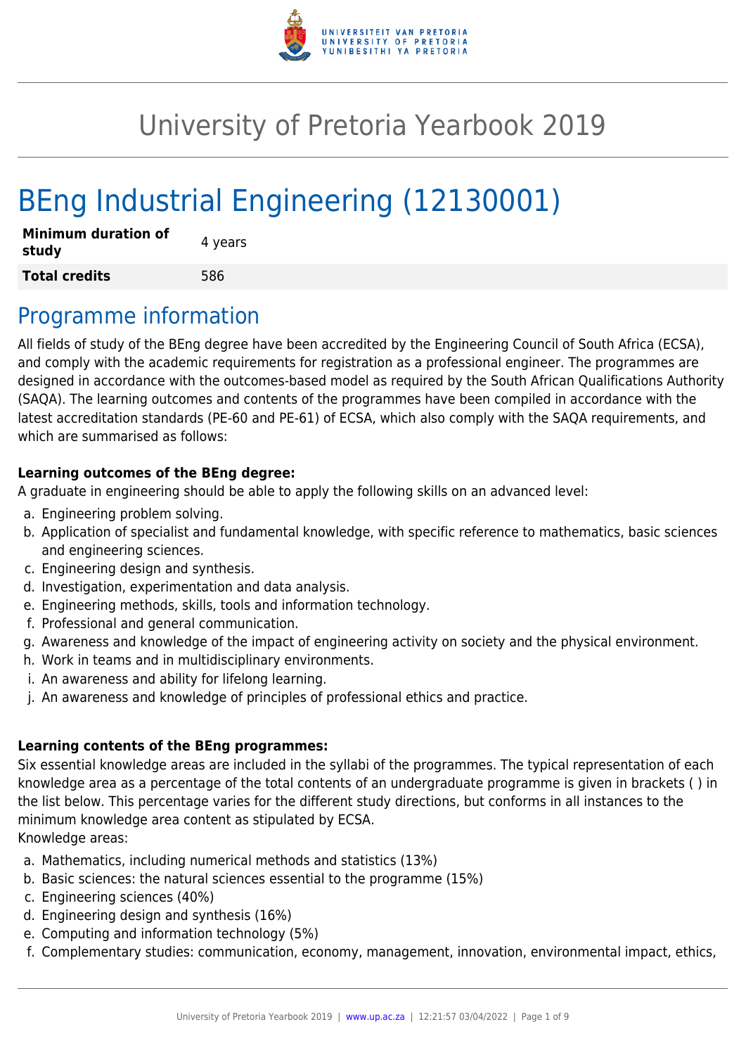# University of Pretoria Yearbook 2019

# BEng Industrial Engineering (12130001)

| | |
|---|---|
| **Minimum duration of study** | 4 years |
| **Total credits** | 586 |

## Programme information

All fields of study of the BEng degree have been accredited by the Engineering Council of South Africa (ECSA), and comply with the academic requirements for registration as a professional engineer. The programmes are designed in accordance with the outcomes-based model as required by the South African Qualifications Authority (SAQA). The learning outcomes and contents of the programmes have been compiled in accordance with the latest accreditation standards (PE-60 and PE-61) of ECSA, which also comply with the SAQA requirements, and which are summarised as follows:

**Learning outcomes of the BEng degree:**
A graduate in engineering should be able to apply the following skills on an advanced level:

a. Engineering problem solving.
b. Application of specialist and fundamental knowledge, with specific reference to mathematics, basic sciences and engineering sciences.
c. Engineering design and synthesis.
d. Investigation, experimentation and data analysis.
e. Engineering methods, skills, tools and information technology.
f. Professional and general communication.
g. Awareness and knowledge of the impact of engineering activity on society and the physical environment.
h. Work in teams and in multidisciplinary environments.
i. An awareness and ability for lifelong learning.
j. An awareness and knowledge of principles of professional ethics and practice.

**Learning contents of the BEng programmes:**
Six essential knowledge areas are included in the syllabi of the programmes. The typical representation of each knowledge area as a percentage of the total contents of an undergraduate programme is given in brackets ( ) in the list below. This percentage varies for the different study directions, but conforms in all instances to the minimum knowledge area content as stipulated by ECSA.
Knowledge areas:

a. Mathematics, including numerical methods and statistics (13%)
b. Basic sciences: the natural sciences essential to the programme (15%)
c. Engineering sciences (40%)
d. Engineering design and synthesis (16%)
e. Computing and information technology (5%)
f. Complementary studies: communication, economy, management, innovation, environmental impact, ethics,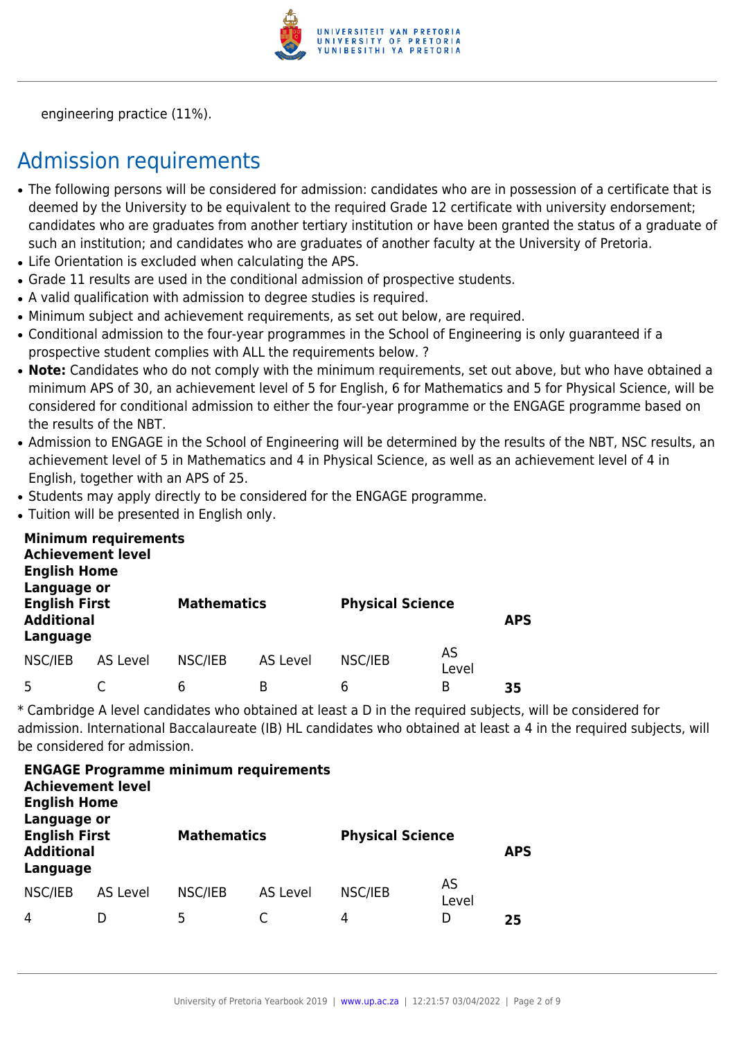engineering practice (11%).

## Admission requirements

- The following persons will be considered for admission: candidates who are in possession of a certificate that is deemed by the University to be equivalent to the required Grade 12 certificate with university endorsement; candidates who are graduates from another tertiary institution or have been granted the status of a graduate of such an institution; and candidates who are graduates of another faculty at the University of Pretoria.
- Life Orientation is excluded when calculating the APS.
- Grade 11 results are used in the conditional admission of prospective students.
- A valid qualification with admission to degree studies is required.
- Minimum subject and achievement requirements, as set out below, are required.
- Conditional admission to the four-year programmes in the School of Engineering is only guaranteed if a prospective student complies with ALL the requirements below. ?
- **Note:** Candidates who do not comply with the minimum requirements, set out above, but who have obtained a minimum APS of 30, an achievement level of 5 for English, 6 for Mathematics and 5 for Physical Science, will be considered for conditional admission to either the four-year programme or the ENGAGE programme based on the results of the NBT.
- Admission to ENGAGE in the School of Engineering will be determined by the results of the NBT, NSC results, an achievement level of 5 in Mathematics and 4 in Physical Science, as well as an achievement level of 4 in English, together with an APS of 25.
- Students may apply directly to be considered for the ENGAGE programme.
- Tuition will be presented in English only.

| **Minimum requirements Achievement level English Home Language or English First Additional Language** | | **Mathematics** | | **Physical Science** | | **APS** |
|---|---|---|---|---|---|---|
| NSC/IEB | AS Level | NSC/IEB | AS Level | NSC/IEB | AS Level | |
| 5 | C | 6 | B | 6 | B | **35** |

* Cambridge A level candidates who obtained at least a D in the required subjects, will be considered for admission. International Baccalaureate (IB) HL candidates who obtained at least a 4 in the required subjects, will be considered for admission.

| **ENGAGE Programme minimum requirements Achievement level English Home Language or English First Additional Language** | | **Mathematics** | | **Physical Science** | | **APS** |
|---|---|---|---|---|---|---|
| NSC/IEB | AS Level | NSC/IEB | AS Level | NSC/IEB | AS Level | |
| 4 | D | 5 | C | 4 | D | **25** |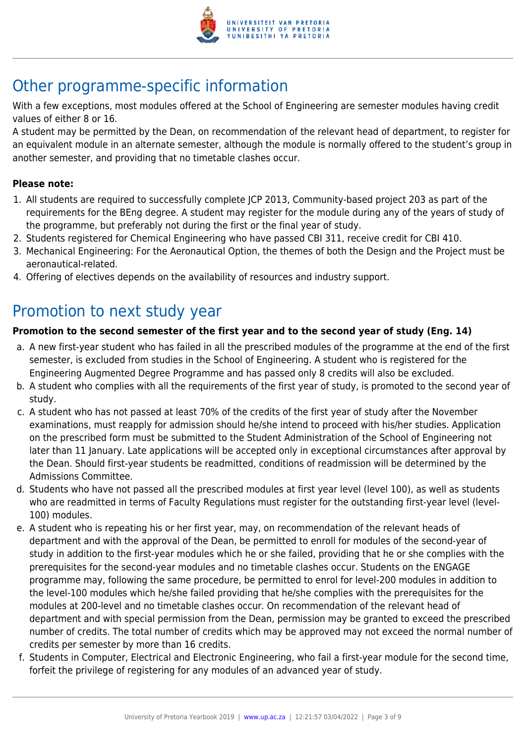## Other programme-specific information

With a few exceptions, most modules offered at the School of Engineering are semester modules having credit values of either 8 or 16.
A student may be permitted by the Dean, on recommendation of the relevant head of department, to register for an equivalent module in an alternate semester, although the module is normally offered to the student's group in another semester, and providing that no timetable clashes occur.

**Please note:**

1. All students are required to successfully complete JCP 2013, Community-based project 203 as part of the requirements for the BEng degree. A student may register for the module during any of the years of study of the programme, but preferably not during the first or the final year of study.
2. Students registered for Chemical Engineering who have passed CBI 311, receive credit for CBI 410.
3. Mechanical Engineering: For the Aeronautical Option, the themes of both the Design and the Project must be aeronautical-related.
4. Offering of electives depends on the availability of resources and industry support.

## Promotion to next study year

**Promotion to the second semester of the first year and to the second year of study (Eng. 14)**

a. A new first-year student who has failed in all the prescribed modules of the programme at the end of the first semester, is excluded from studies in the School of Engineering. A student who is registered for the Engineering Augmented Degree Programme and has passed only 8 credits will also be excluded.
b. A student who complies with all the requirements of the first year of study, is promoted to the second year of study.
c. A student who has not passed at least 70% of the credits of the first year of study after the November examinations, must reapply for admission should he/she intend to proceed with his/her studies. Application on the prescribed form must be submitted to the Student Administration of the School of Engineering not later than 11 January. Late applications will be accepted only in exceptional circumstances after approval by the Dean. Should first-year students be readmitted, conditions of readmission will be determined by the Admissions Committee.
d. Students who have not passed all the prescribed modules at first year level (level 100), as well as students who are readmitted in terms of Faculty Regulations must register for the outstanding first-year level (level-100) modules.
e. A student who is repeating his or her first year, may, on recommendation of the relevant heads of department and with the approval of the Dean, be permitted to enroll for modules of the second-year of study in addition to the first-year modules which he or she failed, providing that he or she complies with the prerequisites for the second-year modules and no timetable clashes occur. Students on the ENGAGE programme may, following the same procedure, be permitted to enrol for level-200 modules in addition to the level-100 modules which he/she failed providing that he/she complies with the prerequisites for the modules at 200-level and no timetable clashes occur. On recommendation of the relevant head of department and with special permission from the Dean, permission may be granted to exceed the prescribed number of credits. The total number of credits which may be approved may not exceed the normal number of credits per semester by more than 16 credits.
f. Students in Computer, Electrical and Electronic Engineering, who fail a first-year module for the second time, forfeit the privilege of registering for any modules of an advanced year of study.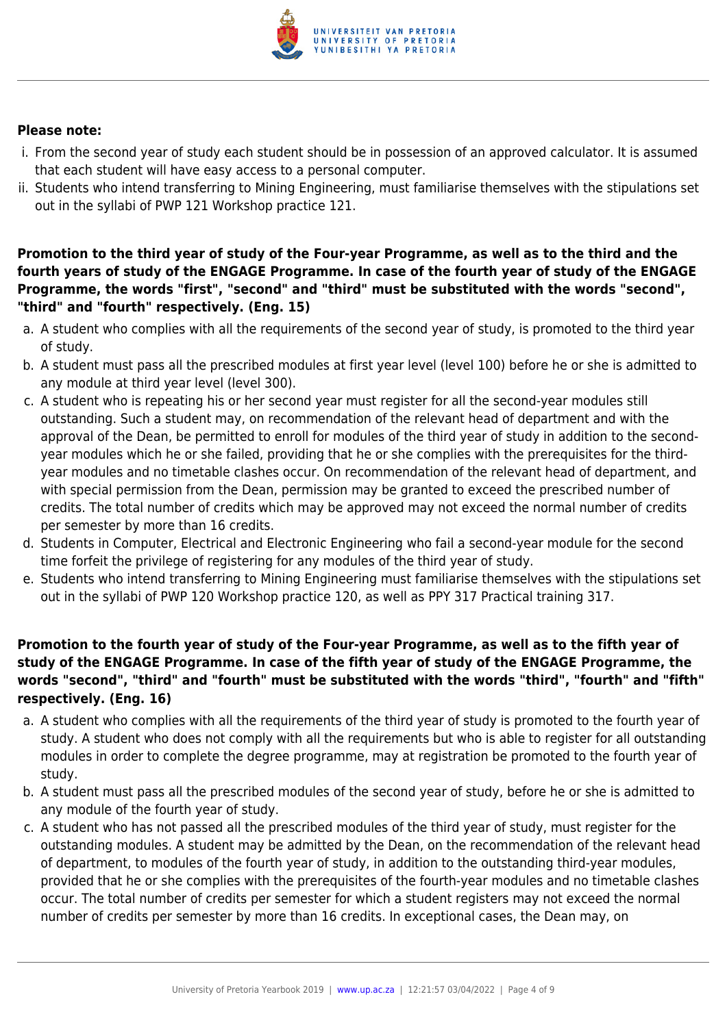**Please note:**

i. From the second year of study each student should be in possession of an approved calculator. It is assumed that each student will have easy access to a personal computer.
ii. Students who intend transferring to Mining Engineering, must familiarise themselves with the stipulations set out in the syllabi of PWP 121 Workshop practice 121.

**Promotion to the third year of study of the Four-year Programme, as well as to the third and the fourth years of study of the ENGAGE Programme. In case of the fourth year of study of the ENGAGE Programme, the words "first", "second" and "third" must be substituted with the words "second", "third" and "fourth" respectively. (Eng. 15)**

a. A student who complies with all the requirements of the second year of study, is promoted to the third year of study.
b. A student must pass all the prescribed modules at first year level (level 100) before he or she is admitted to any module at third year level (level 300).
c. A student who is repeating his or her second year must register for all the second-year modules still outstanding. Such a student may, on recommendation of the relevant head of department and with the approval of the Dean, be permitted to enroll for modules of the third year of study in addition to the second-year modules which he or she failed, providing that he or she complies with the prerequisites for the third-year modules and no timetable clashes occur. On recommendation of the relevant head of department, and with special permission from the Dean, permission may be granted to exceed the prescribed number of credits. The total number of credits which may be approved may not exceed the normal number of credits per semester by more than 16 credits.
d. Students in Computer, Electrical and Electronic Engineering who fail a second-year module for the second time forfeit the privilege of registering for any modules of the third year of study.
e. Students who intend transferring to Mining Engineering must familiarise themselves with the stipulations set out in the syllabi of PWP 120 Workshop practice 120, as well as PPY 317 Practical training 317.

**Promotion to the fourth year of study of the Four-year Programme, as well as to the fifth year of study of the ENGAGE Programme. In case of the fifth year of study of the ENGAGE Programme, the words "second", "third" and "fourth" must be substituted with the words "third", "fourth" and "fifth" respectively. (Eng. 16)**

a. A student who complies with all the requirements of the third year of study is promoted to the fourth year of study. A student who does not comply with all the requirements but who is able to register for all outstanding modules in order to complete the degree programme, may at registration be promoted to the fourth year of study.
b. A student must pass all the prescribed modules of the second year of study, before he or she is admitted to any module of the fourth year of study.
c. A student who has not passed all the prescribed modules of the third year of study, must register for the outstanding modules. A student may be admitted by the Dean, on the recommendation of the relevant head of department, to modules of the fourth year of study, in addition to the outstanding third-year modules, provided that he or she complies with the prerequisites of the fourth-year modules and no timetable clashes occur. The total number of credits per semester for which a student registers may not exceed the normal number of credits per semester by more than 16 credits. In exceptional cases, the Dean may, on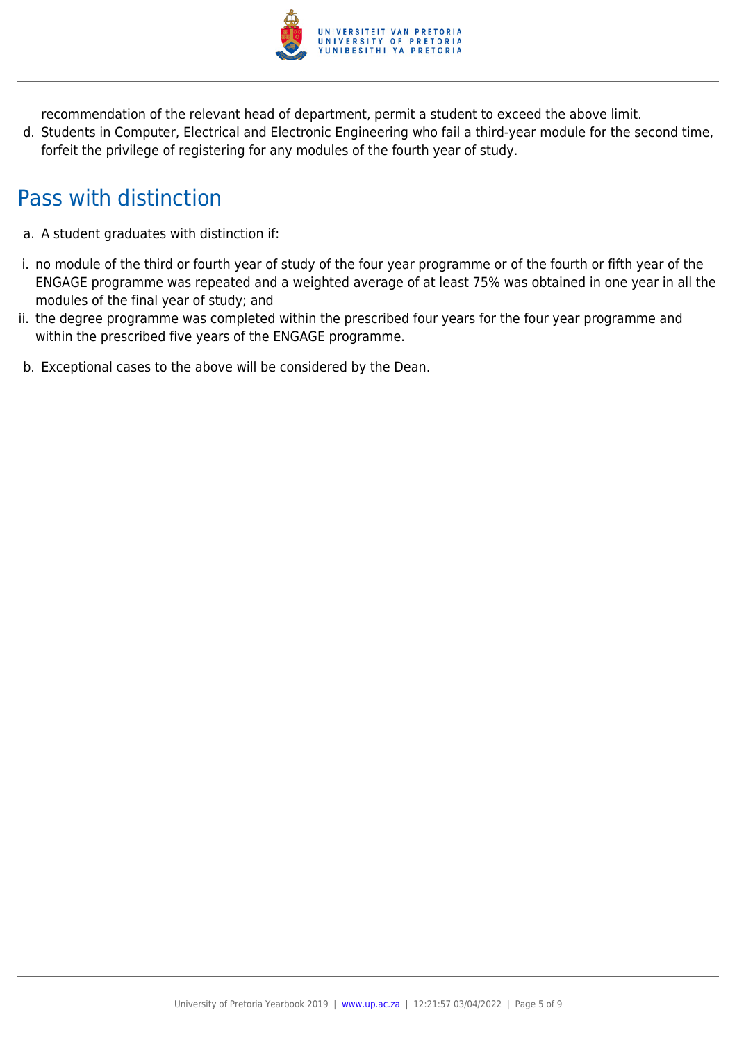recommendation of the relevant head of department, permit a student to exceed the above limit.

d. Students in Computer, Electrical and Electronic Engineering who fail a third-year module for the second time, forfeit the privilege of registering for any modules of the fourth year of study.

## Pass with distinction

a. A student graduates with distinction if:

i. no module of the third or fourth year of study of the four year programme or of the fourth or fifth year of the ENGAGE programme was repeated and a weighted average of at least 75% was obtained in one year in all the modules of the final year of study; and

ii. the degree programme was completed within the prescribed four years for the four year programme and within the prescribed five years of the ENGAGE programme.

b. Exceptional cases to the above will be considered by the Dean.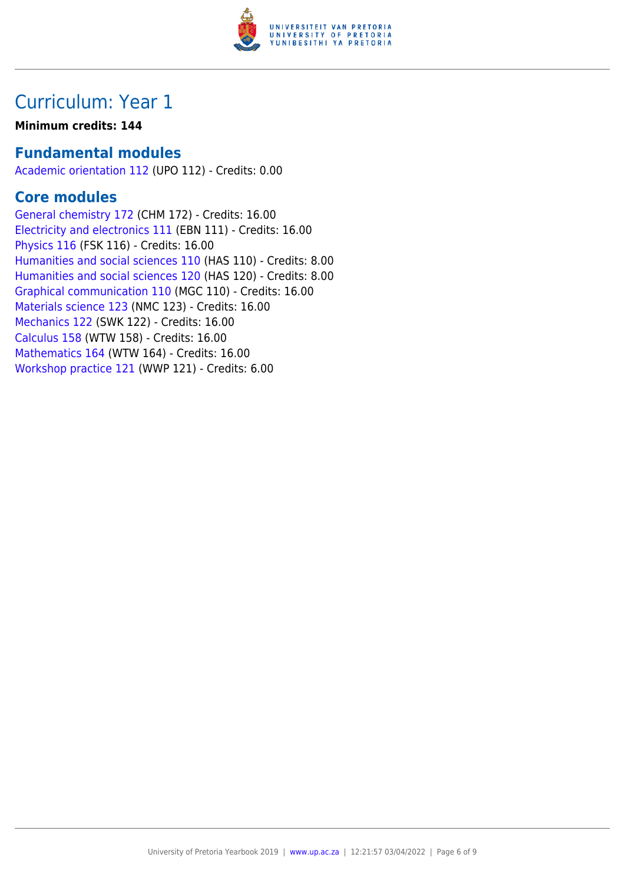# Curriculum: Year 1

**Minimum credits: 144**

## Fundamental modules

Academic orientation 112 (UPO 112) - Credits: 0.00

## Core modules

General chemistry 172 (CHM 172) - Credits: 16.00
Electricity and electronics 111 (EBN 111) - Credits: 16.00
Physics 116 (FSK 116) - Credits: 16.00
Humanities and social sciences 110 (HAS 110) - Credits: 8.00
Humanities and social sciences 120 (HAS 120) - Credits: 8.00
Graphical communication 110 (MGC 110) - Credits: 16.00
Materials science 123 (NMC 123) - Credits: 16.00
Mechanics 122 (SWK 122) - Credits: 16.00
Calculus 158 (WTW 158) - Credits: 16.00
Mathematics 164 (WTW 164) - Credits: 16.00
Workshop practice 121 (WWP 121) - Credits: 6.00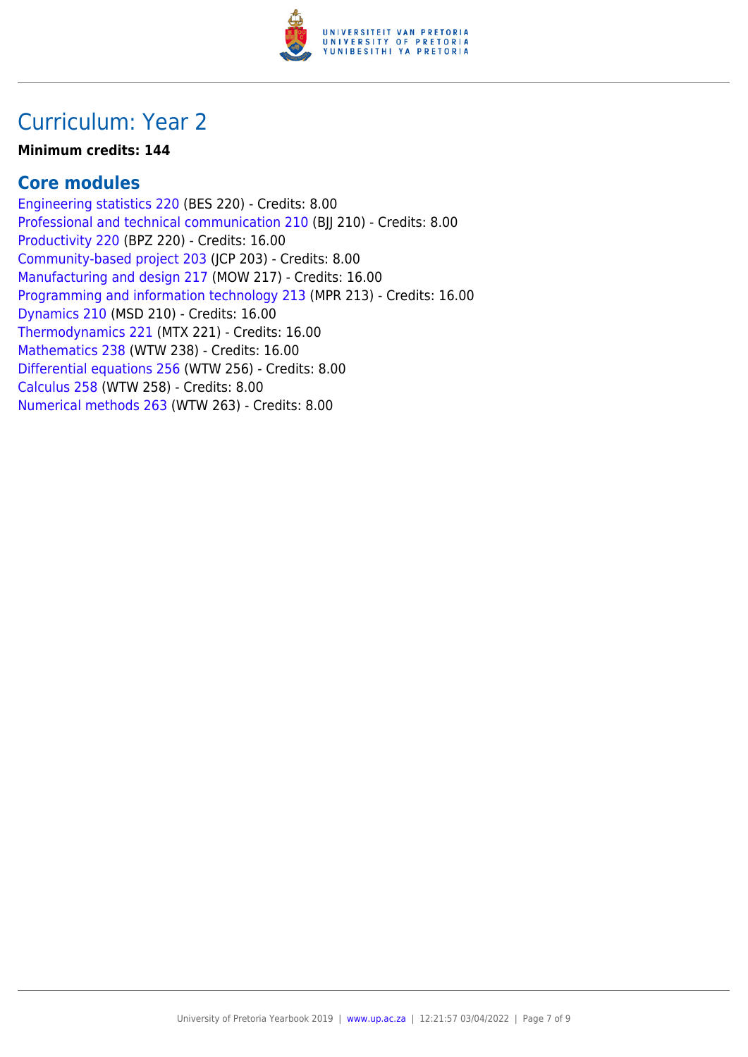# Curriculum: Year 2

**Minimum credits: 144**

## Core modules

Engineering statistics 220 (BES 220) - Credits: 8.00
Professional and technical communication 210 (BJJ 210) - Credits: 8.00
Productivity 220 (BPZ 220) - Credits: 16.00
Community-based project 203 (JCP 203) - Credits: 8.00
Manufacturing and design 217 (MOW 217) - Credits: 16.00
Programming and information technology 213 (MPR 213) - Credits: 16.00
Dynamics 210 (MSD 210) - Credits: 16.00
Thermodynamics 221 (MTX 221) - Credits: 16.00
Mathematics 238 (WTW 238) - Credits: 16.00
Differential equations 256 (WTW 256) - Credits: 8.00
Calculus 258 (WTW 258) - Credits: 8.00
Numerical methods 263 (WTW 263) - Credits: 8.00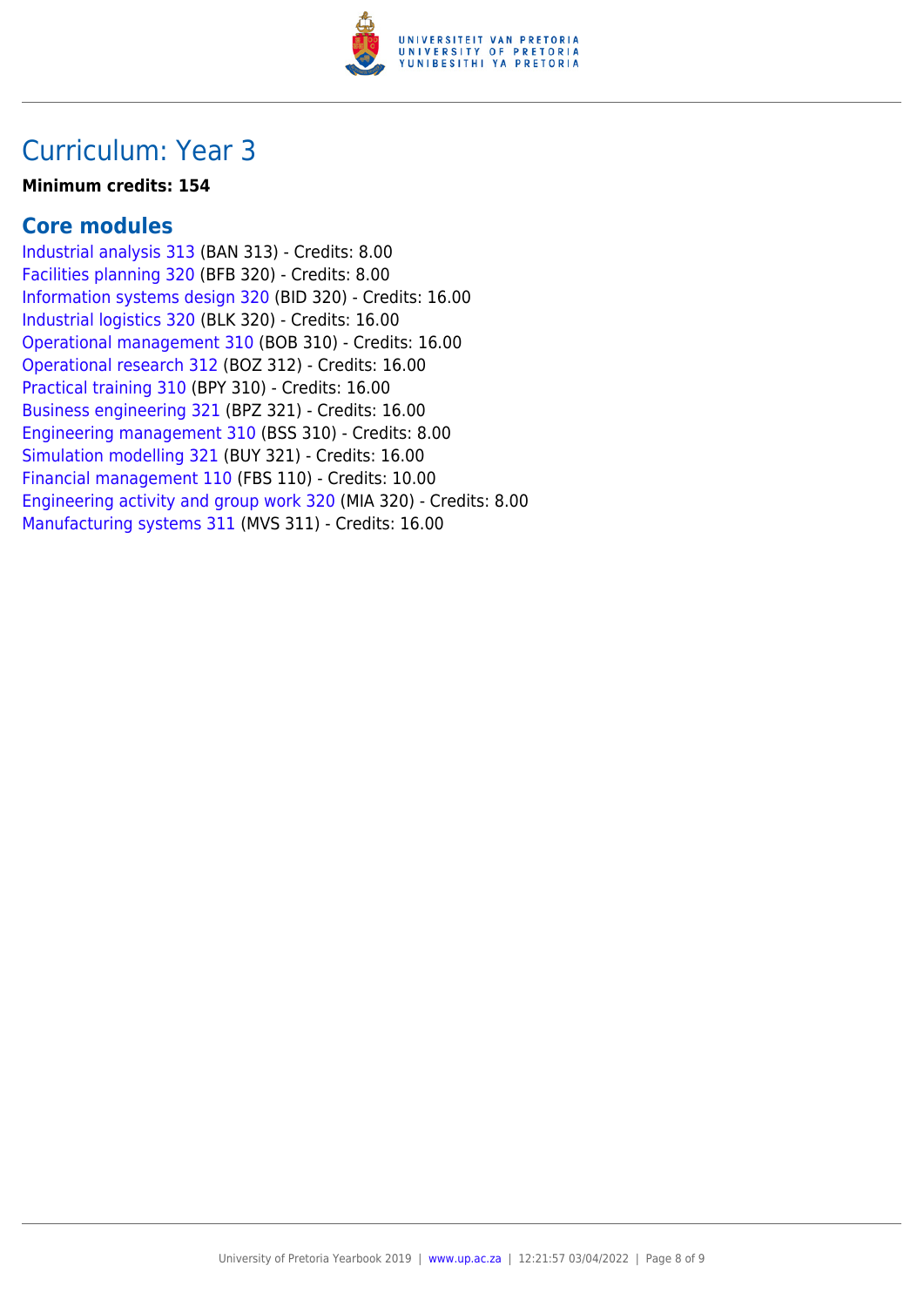# Curriculum: Year 3

**Minimum credits: 154**

## Core modules

Industrial analysis 313 (BAN 313) - Credits: 8.00
Facilities planning 320 (BFB 320) - Credits: 8.00
Information systems design 320 (BID 320) - Credits: 16.00
Industrial logistics 320 (BLK 320) - Credits: 16.00
Operational management 310 (BOB 310) - Credits: 16.00
Operational research 312 (BOZ 312) - Credits: 16.00
Practical training 310 (BPY 310) - Credits: 16.00
Business engineering 321 (BPZ 321) - Credits: 16.00
Engineering management 310 (BSS 310) - Credits: 8.00
Simulation modelling 321 (BUY 321) - Credits: 16.00
Financial management 110 (FBS 110) - Credits: 10.00
Engineering activity and group work 320 (MIA 320) - Credits: 8.00
Manufacturing systems 311 (MVS 311) - Credits: 16.00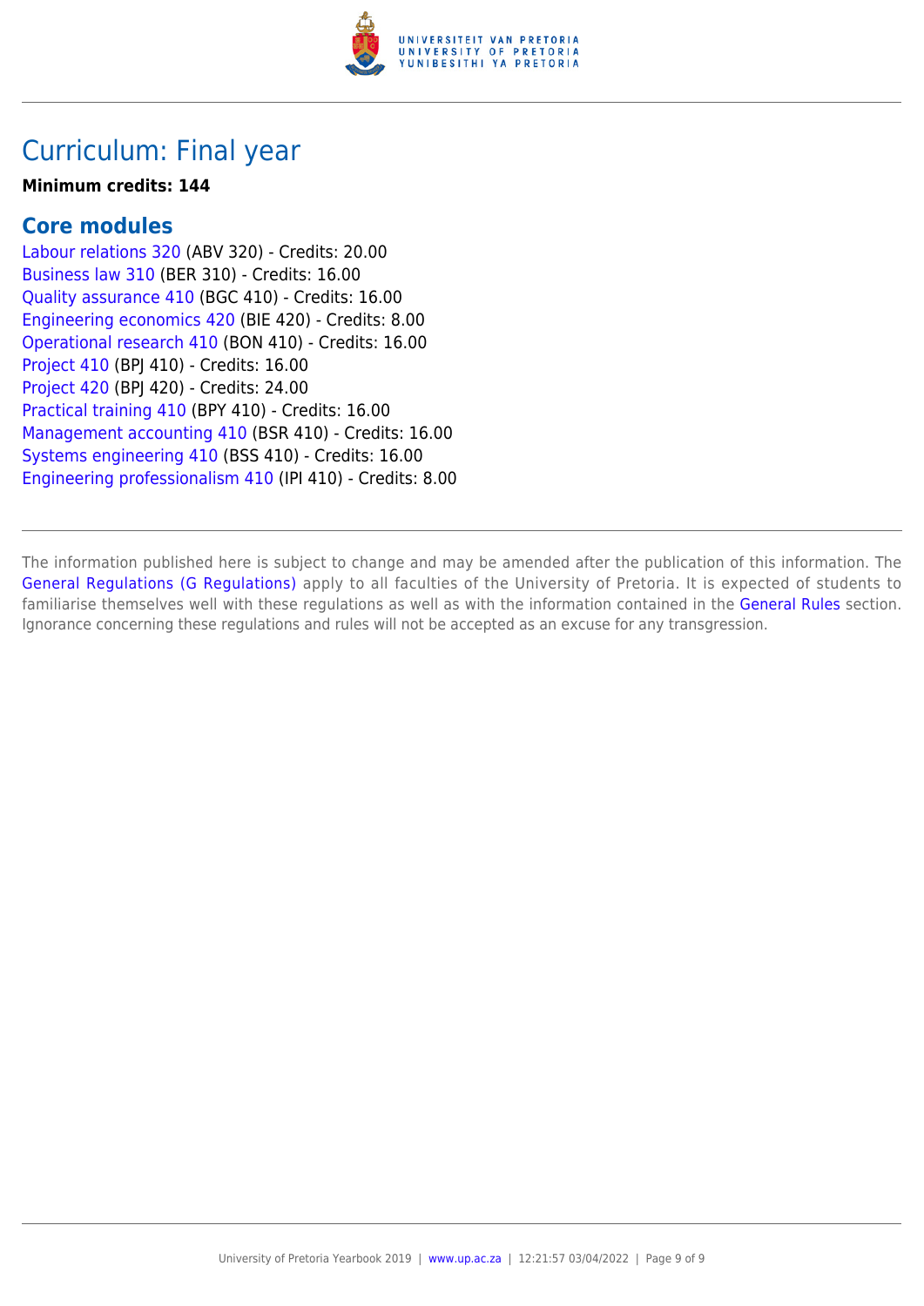# Curriculum: Final year

**Minimum credits: 144**

## Core modules

Labour relations 320 (ABV 320) - Credits: 20.00
Business law 310 (BER 310) - Credits: 16.00
Quality assurance 410 (BGC 410) - Credits: 16.00
Engineering economics 420 (BIE 420) - Credits: 8.00
Operational research 410 (BON 410) - Credits: 16.00
Project 410 (BPJ 410) - Credits: 16.00
Project 420 (BPJ 420) - Credits: 24.00
Practical training 410 (BPY 410) - Credits: 16.00
Management accounting 410 (BSR 410) - Credits: 16.00
Systems engineering 410 (BSS 410) - Credits: 16.00
Engineering professionalism 410 (IPI 410) - Credits: 8.00

---

The information published here is subject to change and may be amended after the publication of this information. The General Regulations (G Regulations) apply to all faculties of the University of Pretoria. It is expected of students to familiarise themselves well with these regulations as well as with the information contained in the General Rules section. Ignorance concerning these regulations and rules will not be accepted as an excuse for any transgression.